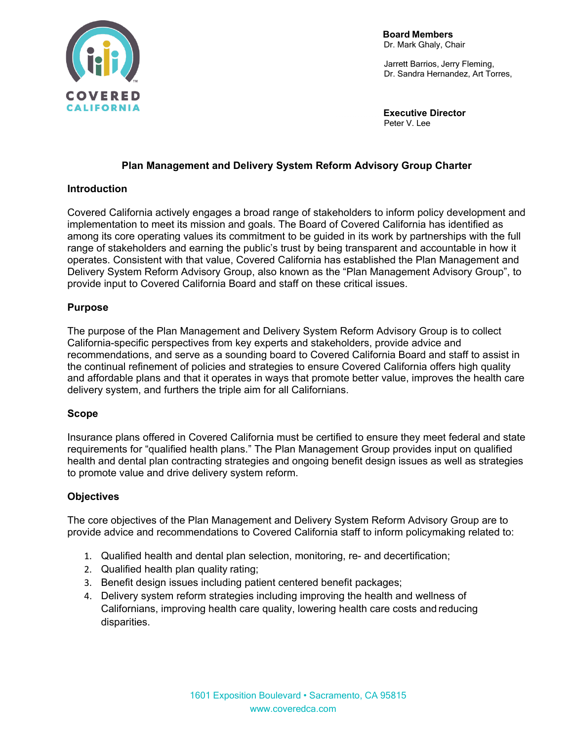**Board Members**
Dr. Mark Ghaly, Chair

Jarrett Barrios, Jerry Fleming,
Dr. Sandra Hernandez, Art Torres,

**Executive Director**
Peter V. Lee

# Plan Management and Delivery System Reform Advisory Group Charter

## Introduction

Covered California actively engages a broad range of stakeholders to inform policy development and implementation to meet its mission and goals. The Board of Covered California has identified as among its core operating values its commitment to be guided in its work by partnerships with the full range of stakeholders and earning the public's trust by being transparent and accountable in how it operates. Consistent with that value, Covered California has established the Plan Management and Delivery System Reform Advisory Group, also known as the "Plan Management Advisory Group", to provide input to Covered California Board and staff on these critical issues.

## Purpose

The purpose of the Plan Management and Delivery System Reform Advisory Group is to collect California-specific perspectives from key experts and stakeholders, provide advice and recommendations, and serve as a sounding board to Covered California Board and staff to assist in the continual refinement of policies and strategies to ensure Covered California offers high quality and affordable plans and that it operates in ways that promote better value, improves the health care delivery system, and furthers the triple aim for all Californians.

## Scope

Insurance plans offered in Covered California must be certified to ensure they meet federal and state requirements for "qualified health plans." The Plan Management Group provides input on qualified health and dental plan contracting strategies and ongoing benefit design issues as well as strategies to promote value and drive delivery system reform.

## Objectives

The core objectives of the Plan Management and Delivery System Reform Advisory Group are to provide advice and recommendations to Covered California staff to inform policymaking related to:

1. Qualified health and dental plan selection, monitoring, re- and decertification;
2. Qualified health plan quality rating;
3. Benefit design issues including patient centered benefit packages;
4. Delivery system reform strategies including improving the health and wellness of Californians, improving health care quality, lowering health care costs and reducing disparities.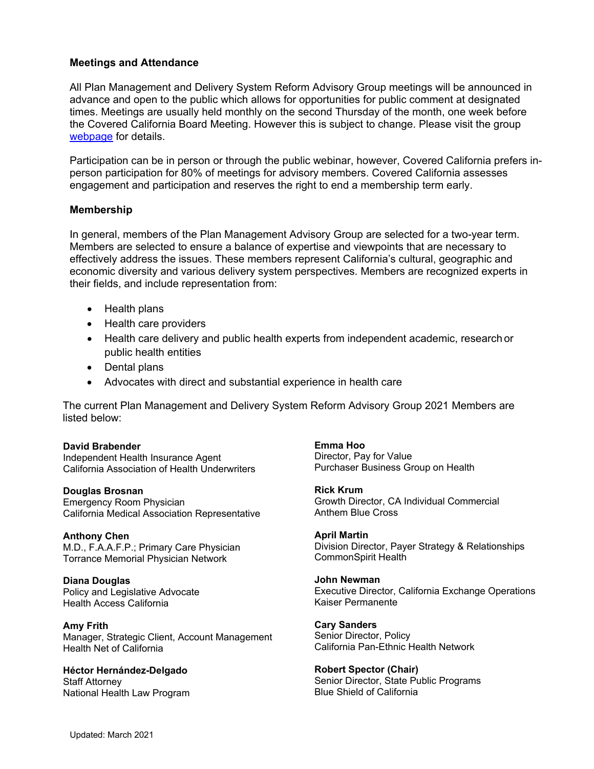## Meetings and Attendance

All Plan Management and Delivery System Reform Advisory Group meetings will be announced in advance and open to the public which allows for opportunities for public comment at designated times. Meetings are usually held monthly on the second Thursday of the month, one week before the Covered California Board Meeting. However this is subject to change. Please visit the group [webpage](#) for details.

Participation can be in person or through the public webinar, however, Covered California prefers in-person participation for 80% of meetings for advisory members. Covered California assesses engagement and participation and reserves the right to end a membership term early.

## Membership

In general, members of the Plan Management Advisory Group are selected for a two-year term. Members are selected to ensure a balance of expertise and viewpoints that are necessary to effectively address the issues. These members represent California's cultural, geographic and economic diversity and various delivery system perspectives. Members are recognized experts in their fields, and include representation from:

- Health plans
- Health care providers
- Health care delivery and public health experts from independent academic, research or public health entities
- Dental plans
- Advocates with direct and substantial experience in health care

The current Plan Management and Delivery System Reform Advisory Group 2021 Members are listed below:

**David Brabender**
Independent Health Insurance Agent
California Association of Health Underwriters

**Douglas Brosnan**
Emergency Room Physician
California Medical Association Representative

**Anthony Chen**
M.D., F.A.A.F.P.; Primary Care Physician
Torrance Memorial Physician Network

**Diana Douglas**
Policy and Legislative Advocate
Health Access California

**Amy Frith**
Manager, Strategic Client, Account Management
Health Net of California

**Héctor Hernández-Delgado**
Staff Attorney
National Health Law Program

**Emma Hoo**
Director, Pay for Value
Purchaser Business Group on Health

**Rick Krum**
Growth Director, CA Individual Commercial
Anthem Blue Cross

**April Martin**
Division Director, Payer Strategy & Relationships
CommonSpirit Health

**John Newman**
Executive Director, California Exchange Operations
Kaiser Permanente

**Cary Sanders**
Senior Director, Policy
California Pan-Ethnic Health Network

**Robert Spector (Chair)**
Senior Director, State Public Programs
Blue Shield of California

Updated: March 2021